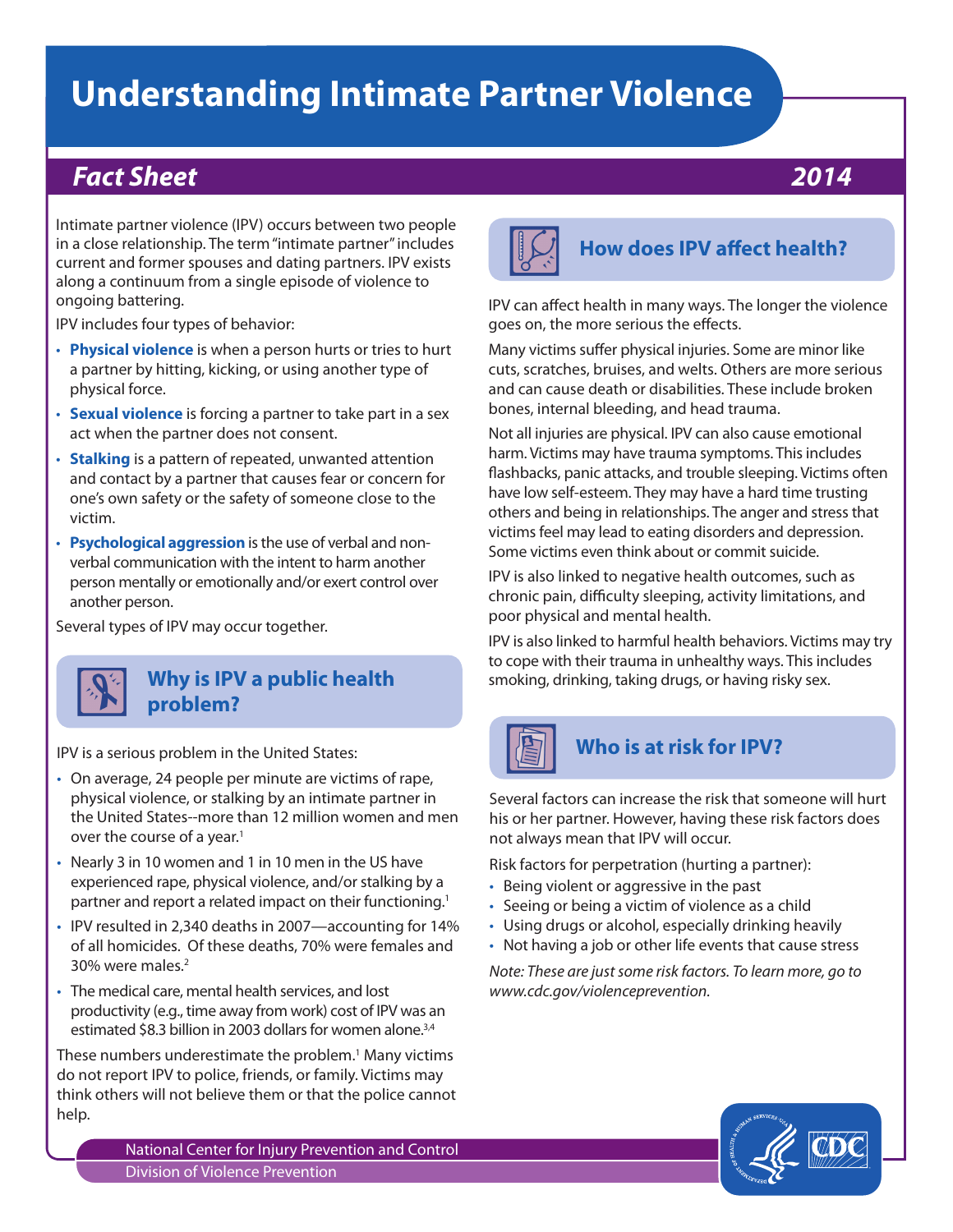# Understanding Intimate Partner Violence

## *Fact Sheet* *2014*

Intimate partner violence (IPV) occurs between two people in a close relationship. The term "intimate partner" includes current and former spouses and dating partners. IPV exists along a continuum from a single episode of violence to ongoing battering.

IPV includes four types of behavior:

- **Physical violence** is when a person hurts or tries to hurt a partner by hitting, kicking, or using another type of physical force.
- **Sexual violence** is forcing a partner to take part in a sex act when the partner does not consent.
- **Stalking** is a pattern of repeated, unwanted attention and contact by a partner that causes fear or concern for one's own safety or the safety of someone close to the victim.
- **Psychological aggression** is the use of verbal and non-verbal communication with the intent to harm another person mentally or emotionally and/or exert control over another person.

Several types of IPV may occur together.

## Why is IPV a public health problem?

IPV is a serious problem in the United States:

- On average, 24 people per minute are victims of rape, physical violence, or stalking by an intimate partner in the United States--more than 12 million women and men over the course of a year.[1]
- Nearly 3 in 10 women and 1 in 10 men in the US have experienced rape, physical violence, and/or stalking by a partner and report a related impact on their functioning.[1]
- IPV resulted in 2,340 deaths in 2007—accounting for 14% of all homicides. Of these deaths, 70% were females and 30% were males.[2]
- The medical care, mental health services, and lost productivity (e.g., time away from work) cost of IPV was an estimated $8.3 billion in 2003 dollars for women alone.[3,4]

These numbers underestimate the problem.[1] Many victims do not report IPV to police, friends, or family. Victims may think others will not believe them or that the police cannot help.

## How does IPV affect health?

IPV can affect health in many ways. The longer the violence goes on, the more serious the effects.

Many victims suffer physical injuries. Some are minor like cuts, scratches, bruises, and welts. Others are more serious and can cause death or disabilities. These include broken bones, internal bleeding, and head trauma.

Not all injuries are physical. IPV can also cause emotional harm. Victims may have trauma symptoms. This includes flashbacks, panic attacks, and trouble sleeping. Victims often have low self-esteem. They may have a hard time trusting others and being in relationships. The anger and stress that victims feel may lead to eating disorders and depression. Some victims even think about or commit suicide.

IPV is also linked to negative health outcomes, such as chronic pain, difficulty sleeping, activity limitations, and poor physical and mental health.

IPV is also linked to harmful health behaviors. Victims may try to cope with their trauma in unhealthy ways. This includes smoking, drinking, taking drugs, or having risky sex.

## Who is at risk for IPV?

Several factors can increase the risk that someone will hurt his or her partner. However, having these risk factors does not always mean that IPV will occur.

Risk factors for perpetration (hurting a partner):

- Being violent or aggressive in the past
- Seeing or being a victim of violence as a child
- Using drugs or alcohol, especially drinking heavily
- Not having a job or other life events that cause stress

*Note: These are just some risk factors. To learn more, go to www.cdc.gov/violenceprevention.*

National Center for Injury Prevention and Control
Division of Violence Prevention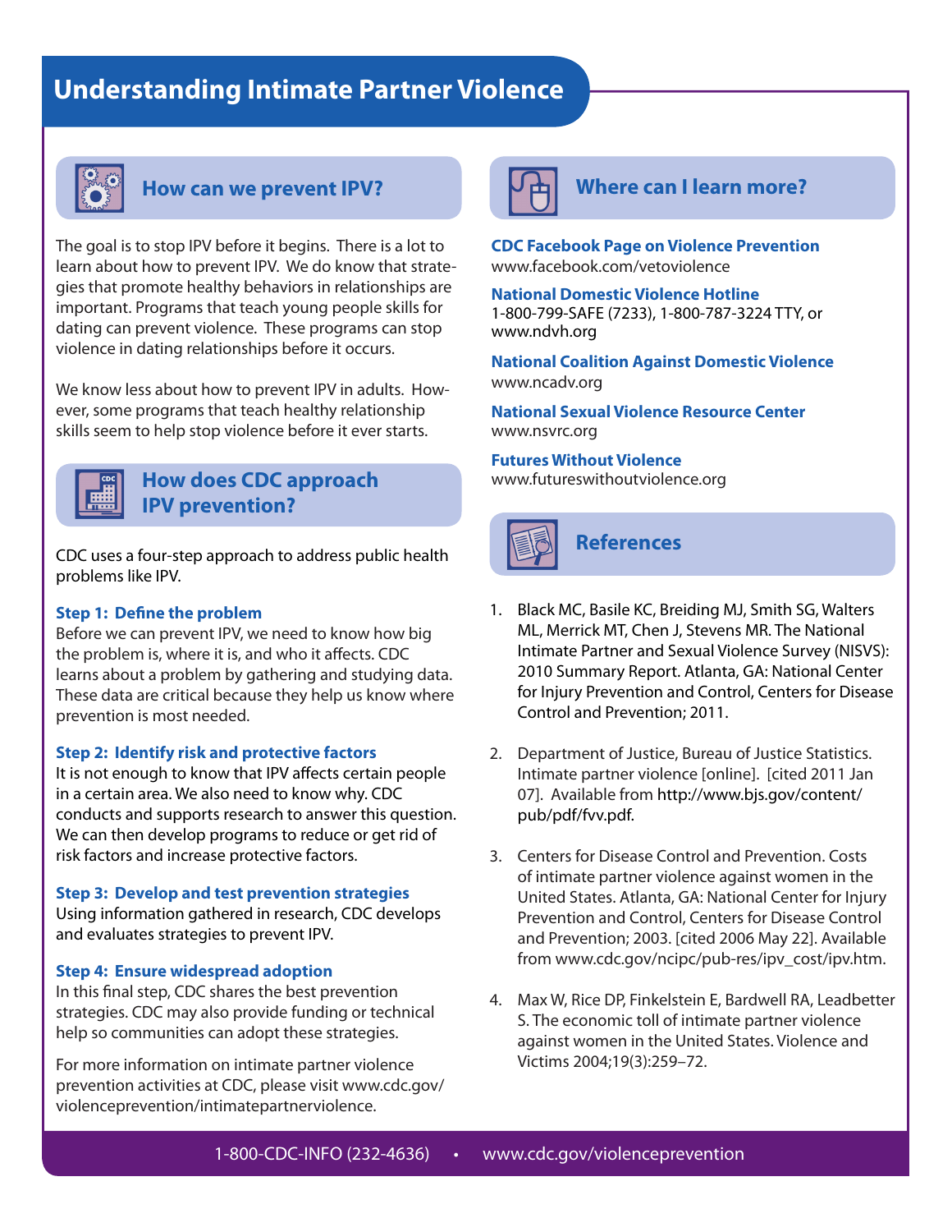# Understanding Intimate Partner Violence

## How can we prevent IPV?

The goal is to stop IPV before it begins. There is a lot to learn about how to prevent IPV. We do know that strategies that promote healthy behaviors in relationships are important. Programs that teach young people skills for dating can prevent violence. These programs can stop violence in dating relationships before it occurs.

We know less about how to prevent IPV in adults. However, some programs that teach healthy relationship skills seem to help stop violence before it ever starts.

## How does CDC approach IPV prevention?

CDC uses a four-step approach to address public health problems like IPV.

### Step 1: Define the problem

Before we can prevent IPV, we need to know how big the problem is, where it is, and who it affects. CDC learns about a problem by gathering and studying data. These data are critical because they help us know where prevention is most needed.

### Step 2: Identify risk and protective factors

It is not enough to know that IPV affects certain people in a certain area. We also need to know why. CDC conducts and supports research to answer this question. We can then develop programs to reduce or get rid of risk factors and increase protective factors.

### Step 3: Develop and test prevention strategies

Using information gathered in research, CDC develops and evaluates strategies to prevent IPV.

### Step 4: Ensure widespread adoption

In this final step, CDC shares the best prevention strategies. CDC may also provide funding or technical help so communities can adopt these strategies.

For more information on intimate partner violence prevention activities at CDC, please visit www.cdc.gov/violenceprevention/intimatepartnerviolence.

## Where can I learn more?

**CDC Facebook Page on Violence Prevention**
www.facebook.com/vetoviolence

**National Domestic Violence Hotline**
1-800-799-SAFE (7233), 1-800-787-3224 TTY, or www.ndvh.org

**National Coalition Against Domestic Violence**
www.ncadv.org

**National Sexual Violence Resource Center**
www.nsvrc.org

**Futures Without Violence**
www.futureswithoutviolence.org

## References

1. Black MC, Basile KC, Breiding MJ, Smith SG, Walters ML, Merrick MT, Chen J, Stevens MR. The National Intimate Partner and Sexual Violence Survey (NISVS): 2010 Summary Report. Atlanta, GA: National Center for Injury Prevention and Control, Centers for Disease Control and Prevention; 2011.

2. Department of Justice, Bureau of Justice Statistics. Intimate partner violence [online]. [cited 2011 Jan 07]. Available from http://www.bjs.gov/content/pub/pdf/fvv.pdf.

3. Centers for Disease Control and Prevention. Costs of intimate partner violence against women in the United States. Atlanta, GA: National Center for Injury Prevention and Control, Centers for Disease Control and Prevention; 2003. [cited 2006 May 22]. Available from www.cdc.gov/ncipc/pub-res/ipv_cost/ipv.htm.

4. Max W, Rice DP, Finkelstein E, Bardwell RA, Leadbetter S. The economic toll of intimate partner violence against women in the United States. Violence and Victims 2004;19(3):259–72.

1-800-CDC-INFO (232-4636) • www.cdc.gov/violenceprevention